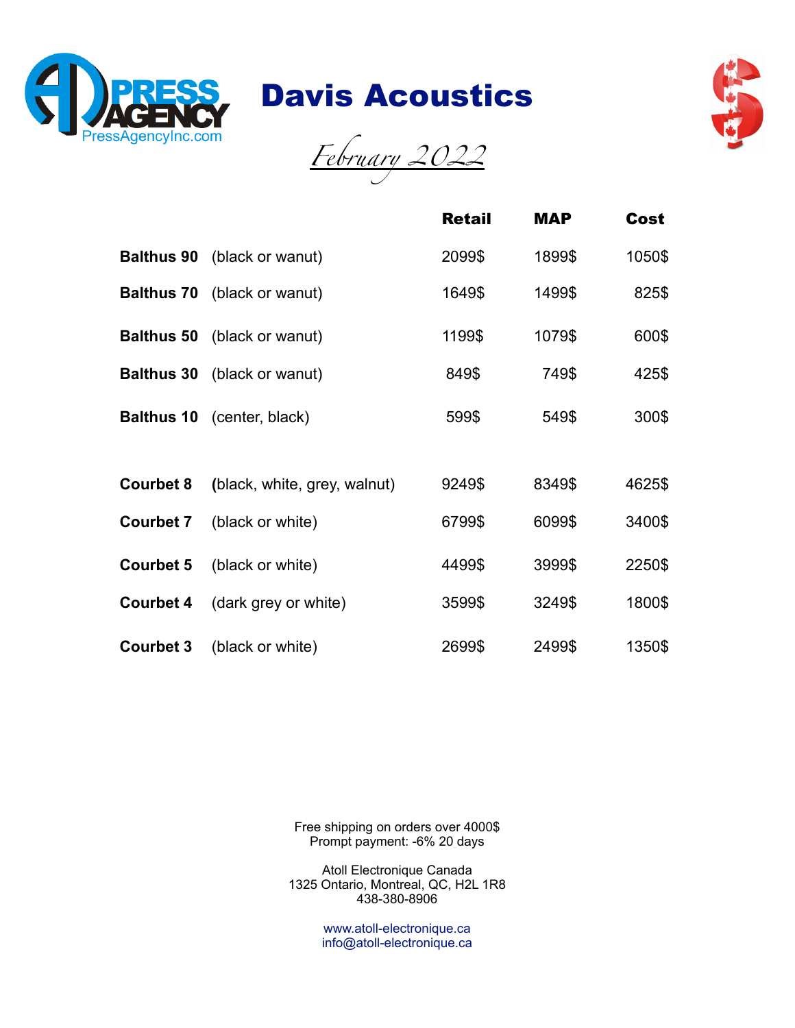PRESS AGENCY
PressAgencyInc.com

# Davis Acoustics

*February 2022*

| | | Retail | MAP | Cost |
|---|---|---|---|---|
| **Balthus 90** | (black or wanut) | 2099$ | 1899$ | 1050$ |
| **Balthus 70** | (black or wanut) | 1649$ | 1499$ | 825$ |
| **Balthus 50** | (black or wanut) | 1199$ | 1079$ | 600$ |
| **Balthus 30** | (black or wanut) | 849$ | 749$ | 425$ |
| **Balthus 10** | (center, black) | 599$ | 549$ | 300$ |
| | | | | |
| **Courbet 8** | **(**black, white, grey, walnut) | 9249$ | 8349$ | 4625$ |
| **Courbet 7** | (black or white) | 6799$ | 6099$ | 3400$ |
| **Courbet 5** | (black or white) | 4499$ | 3999$ | 2250$ |
| **Courbet 4** | (dark grey or white) | 3599$ | 3249$ | 1800$ |
| **Courbet 3** | (black or white) | 2699$ | 2499$ | 1350$ |

Free shipping on orders over 4000$
Prompt payment: -6% 20 days

Atoll Electronique Canada
1325 Ontario, Montreal, QC, H2L 1R8
438-380-8906

www.atoll-electronique.ca
info@atoll-electronique.ca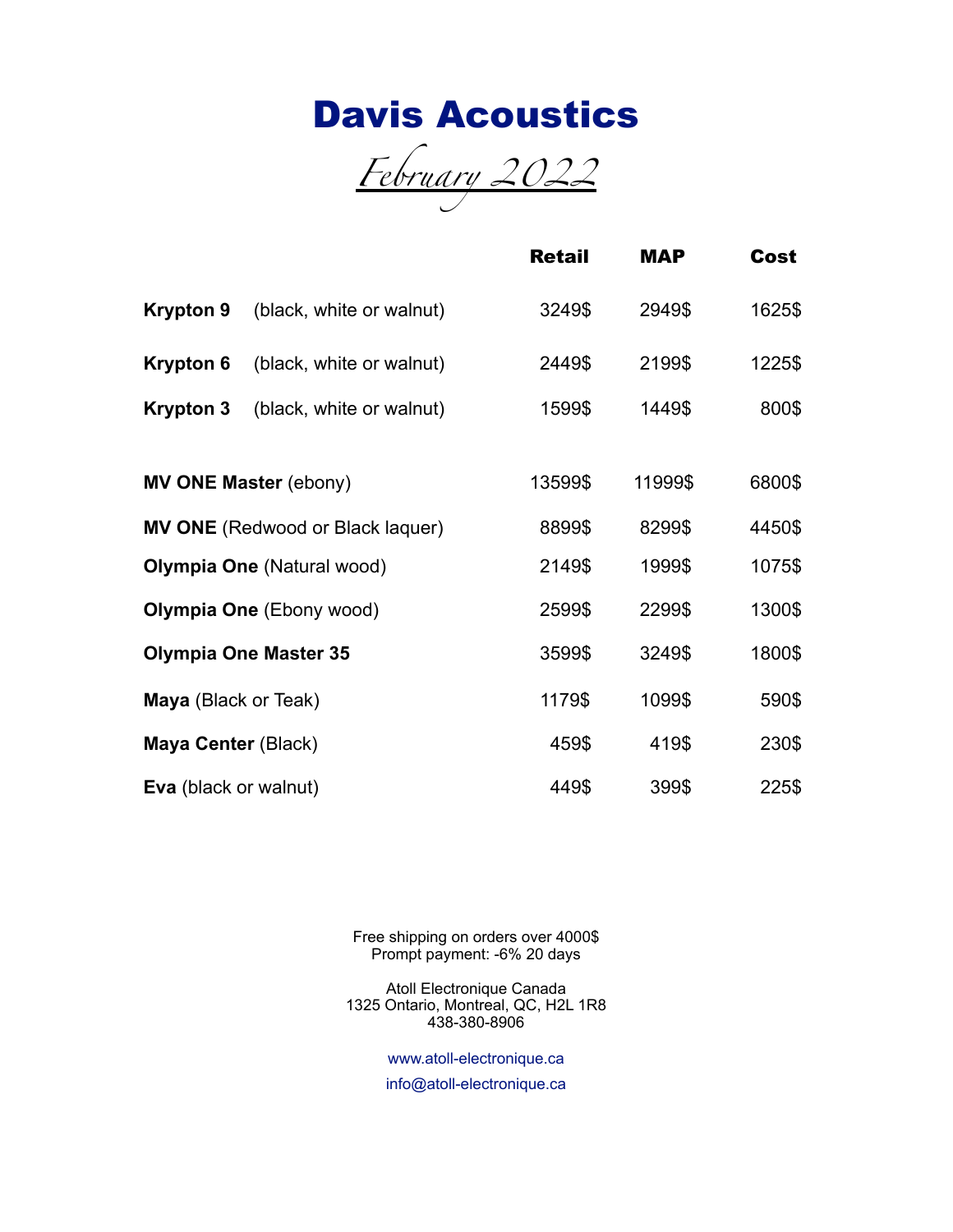# Davis Acoustics

*February 2022*

| | Retail | MAP | Cost |
|---|---|---|---|
| **Krypton 9** (black, white or walnut) | 3249$ | 2949$ | 1625$ |
| **Krypton 6** (black, white or walnut) | 2449$ | 2199$ | 1225$ |
| **Krypton 3** (black, white or walnut) | 1599$ | 1449$ | 800$ |
| **MV ONE Master** (ebony) | 13599$ | 11999$ | 6800$ |
| **MV ONE** (Redwood or Black laquer) | 8899$ | 8299$ | 4450$ |
| **Olympia One** (Natural wood) | 2149$ | 1999$ | 1075$ |
| **Olympia One** (Ebony wood) | 2599$ | 2299$ | 1300$ |
| **Olympia One Master 35** | 3599$ | 3249$ | 1800$ |
| **Maya** (Black or Teak) | 1179$ | 1099$ | 590$ |
| **Maya Center** (Black) | 459$ | 419$ | 230$ |
| **Eva** (black or walnut) | 449$ | 399$ | 225$ |

Free shipping on orders over 4000$
Prompt payment: -6% 20 days

Atoll Electronique Canada
1325 Ontario, Montreal, QC, H2L 1R8
438-380-8906

www.atoll-electronique.ca

info@atoll-electronique.ca